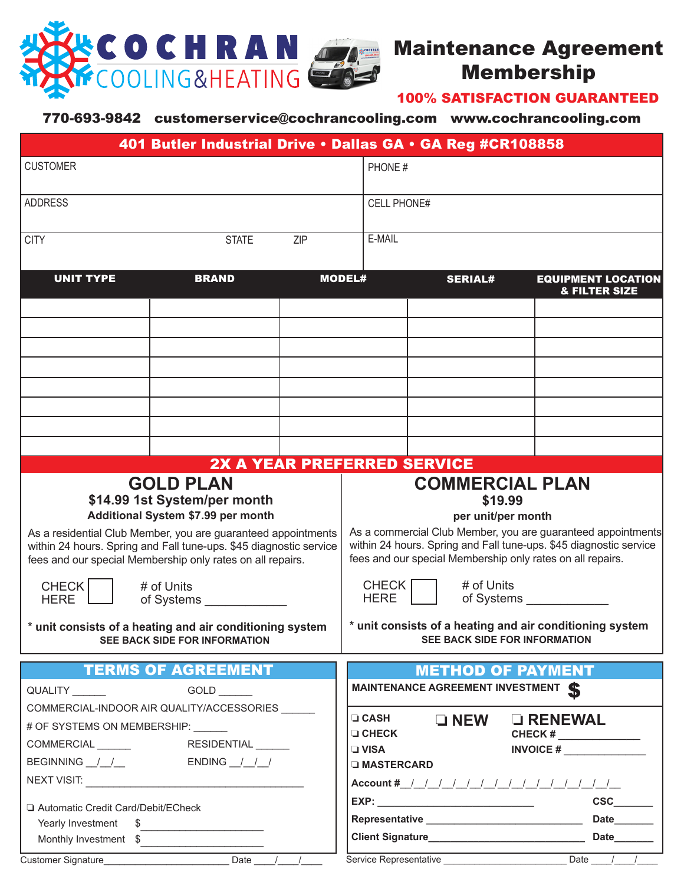# COCHRAN COOLING&HEATING

# Maintenance Agreement Membership

**100% SATISFACTION GUARANTEED**

**770-693-9842 customerservice@cochrancooling.com www.cochrancooling.com**

**401 Butler Industrial Drive • Dallas GA • GA Reg #CR108858**

| | |
|---|---|
| CUSTOMER | PHONE # |
| ADDRESS | CELL PHONE# |
| CITY STATE ZIP | E-MAIL |

| UNIT TYPE | BRAND | MODEL# | SERIAL# | EQUIPMENT LOCATION & FILTER SIZE |
|---|---|---|---|---|
| | | | | |
| | | | | |
| | | | | |
| | | | | |
| | | | | |
| | | | | |
| | | | | |
| | | | | |

## 2X A YEAR PREFERRED SERVICE

### GOLD PLAN

**$14.99 1st System/per month**

**Additional System $7.99 per month**

As a residential Club Member, you are guaranteed appointments within 24 hours. Spring and Fall tune-ups. $45 diagnostic service fees and our special Membership only rates on all repairs.

CHECK HERE ☐ # of Units of Systems ____________

**\* unit consists of a heating and air conditioning system**

**SEE BACK SIDE FOR INFORMATION**

### COMMERCIAL PLAN

**$19.99**

**per unit/per month**

As a commercial Club Member, you are guaranteed appointments within 24 hours. Spring and Fall tune-ups. $45 diagnostic service fees and our special Membership only rates on all repairs.

CHECK HERE ☐ # of Units of Systems ____________

**\* unit consists of a heating and air conditioning system**

**SEE BACK SIDE FOR INFORMATION**

## TERMS OF AGREEMENT

QUALITY ______ GOLD ______

COMMERCIAL-INDOOR AIR QUALITY/ACCESSORIES ______

# OF SYSTEMS ON MEMBERSHIP: ______

COMMERCIAL ______ RESIDENTIAL ______

BEGINNING __/__/__ ENDING __/__/__

NEXT VISIT: ________________________________________

❏ Automatic Credit Card/Debit/ECheck

Yearly Investment $______________________

Monthly Investment $______________________

Customer Signature________________________ Date ____/____/____

## METHOD OF PAYMENT

**MAINTENANCE AGREEMENT INVESTMENT $**

❏ **CASH** ❏ **NEW** ❏ **RENEWAL**

❏ **CHECK** **CHECK #** ______________

❏ **VISA** **INVOICE #** ______________

❏ **MASTERCARD**

**Account #**__/__/__/__/__/__/__/__/__/__/__/__/__/__/__/__/__

**EXP:** ____________________________ **CSC**_______

**Representative** ___________________________ **Date**_______

**Client Signature**___________________________ **Date**_______

Service Representative ________________________ Date ____/____/____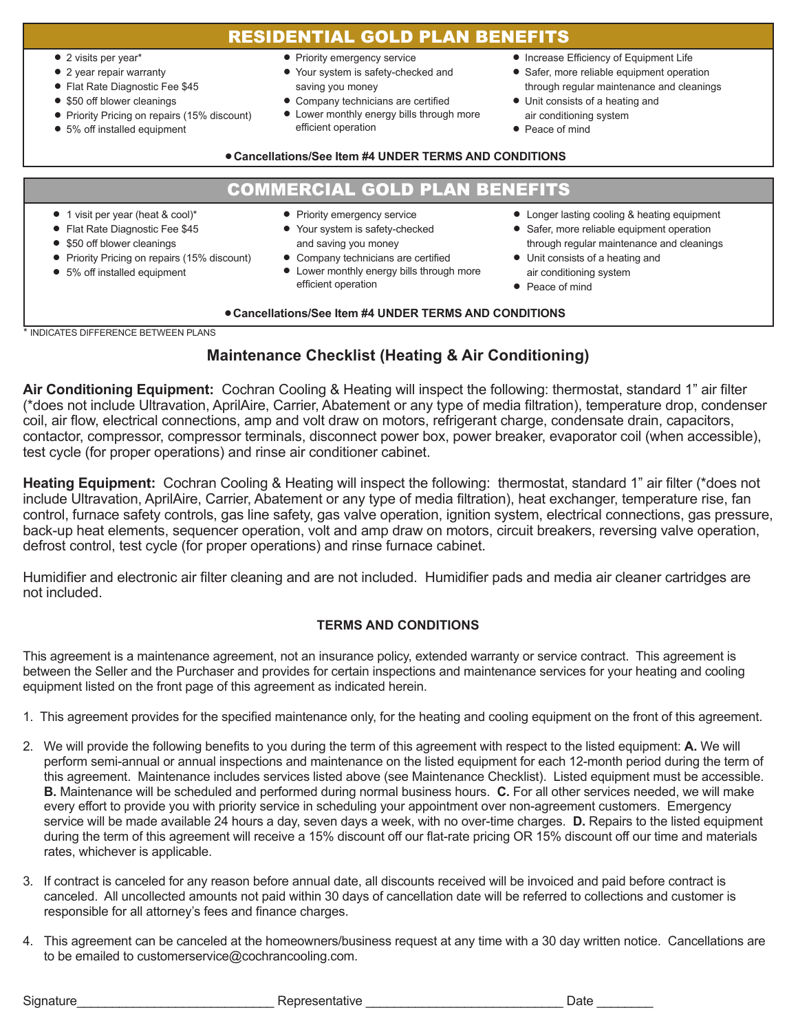## RESIDENTIAL GOLD PLAN BENEFITS

- 2 visits per year*
- 2 year repair warranty
- Flat Rate Diagnostic Fee $45
- $50 off blower cleanings
- Priority Pricing on repairs (15% discount)
- 5% off installed equipment
- Priority emergency service
- Your system is safety-checked and saving you money
- Company technicians are certified
- Lower monthly energy bills through more efficient operation
- Increase Efficiency of Equipment Life
- Safer, more reliable equipment operation through regular maintenance and cleanings
- Unit consists of a heating and air conditioning system
- Peace of mind

- **Cancellations/See Item #4 UNDER TERMS AND CONDITIONS**

## COMMERCIAL GOLD PLAN BENEFITS

- 1 visit per year (heat & cool)*
- Flat Rate Diagnostic Fee $45
- $50 off blower cleanings
- Priority Pricing on repairs (15% discount)
- 5% off installed equipment
- Priority emergency service
- Your system is safety-checked and saving you money
- Company technicians are certified
- Lower monthly energy bills through more efficient operation
- Longer lasting cooling & heating equipment
- Safer, more reliable equipment operation through regular maintenance and cleanings
- Unit consists of a heating and air conditioning system
- Peace of mind

- **Cancellations/See Item #4 UNDER TERMS AND CONDITIONS**

\* INDICATES DIFFERENCE BETWEEN PLANS

### Maintenance Checklist (Heating & Air Conditioning)

**Air Conditioning Equipment:** Cochran Cooling & Heating will inspect the following: thermostat, standard 1" air filter (*does not include Ultravation, AprilAire, Carrier, Abatement or any type of media filtration), temperature drop, condenser coil, air flow, electrical connections, amp and volt draw on motors, refrigerant charge, condensate drain, capacitors, contactor, compressor, compressor terminals, disconnect power box, power breaker, evaporator coil (when accessible), test cycle (for proper operations) and rinse air conditioner cabinet.

**Heating Equipment:** Cochran Cooling & Heating will inspect the following: thermostat, standard 1" air filter (*does not include Ultravation, AprilAire, Carrier, Abatement or any type of media filtration), heat exchanger, temperature rise, fan control, furnace safety controls, gas line safety, gas valve operation, ignition system, electrical connections, gas pressure, back-up heat elements, sequencer operation, volt and amp draw on motors, circuit breakers, reversing valve operation, defrost control, test cycle (for proper operations) and rinse furnace cabinet.

Humidifier and electronic air filter cleaning and are not included. Humidifier pads and media air cleaner cartridges are not included.

#### TERMS AND CONDITIONS

This agreement is a maintenance agreement, not an insurance policy, extended warranty or service contract. This agreement is between the Seller and the Purchaser and provides for certain inspections and maintenance services for your heating and cooling equipment listed on the front page of this agreement as indicated herein.

1. This agreement provides for the specified maintenance only, for the heating and cooling equipment on the front of this agreement.

2. We will provide the following benefits to you during the term of this agreement with respect to the listed equipment: **A.** We will perform semi-annual or annual inspections and maintenance on the listed equipment for each 12-month period during the term of this agreement. Maintenance includes services listed above (see Maintenance Checklist). Listed equipment must be accessible. **B.** Maintenance will be scheduled and performed during normal business hours. **C.** For all other services needed, we will make every effort to provide you with priority service in scheduling your appointment over non-agreement customers. Emergency service will be made available 24 hours a day, seven days a week, with no over-time charges. **D.** Repairs to the listed equipment during the term of this agreement will receive a 15% discount off our flat-rate pricing OR 15% discount off our time and materials rates, whichever is applicable.

3. If contract is canceled for any reason before annual date, all discounts received will be invoiced and paid before contract is canceled. All uncollected amounts not paid within 30 days of cancellation date will be referred to collections and customer is responsible for all attorney's fees and finance charges.

4. This agreement can be canceled at the homeowners/business request at any time with a 30 day written notice. Cancellations are to be emailed to customerservice@cochrancooling.com.

Signature____________________________ Representative ____________________________ Date ________